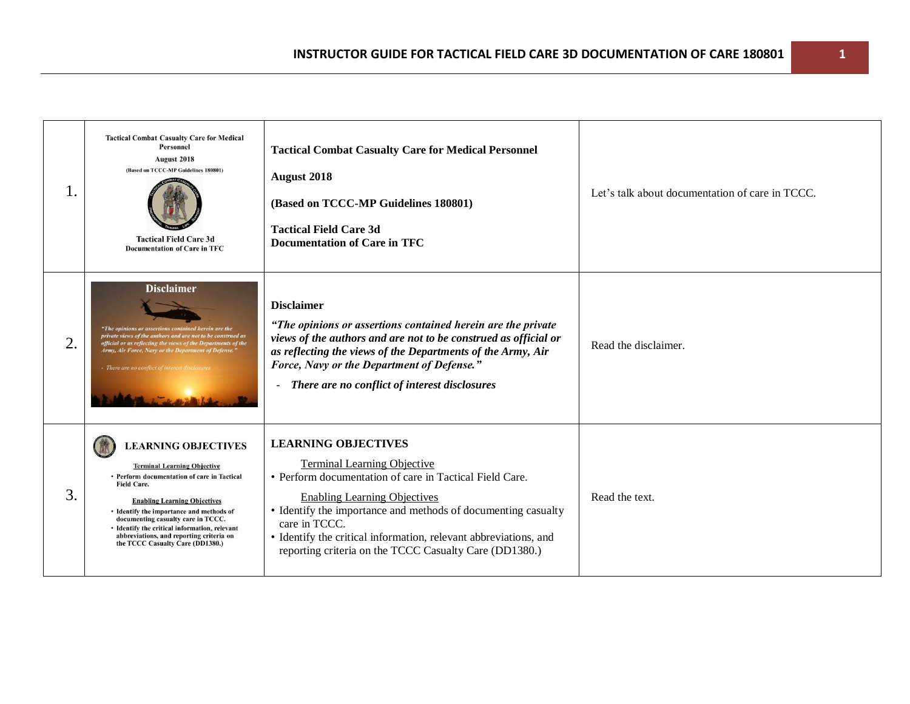| | | | |
|---|---|---|---|
| 1. | Tactical Combat Casualty Care for Medical Personnel<br>August 2018<br>(Based on TCCC-MP Guidelines 180801)<br>Tactical Field Care 3d<br>Documentation of Care in TFC | **Tactical Combat Casualty Care for Medical Personnel**<br><br>**August 2018**<br><br>**(Based on TCCC-MP Guidelines 180801)**<br><br>**Tactical Field Care 3d**<br>**Documentation of Care in TFC** | Let's talk about documentation of care in TCCC. |
| 2. | Disclaimer<br>*"The opinions or assertions contained herein are the private views of the authors and are not to be construed as official or as reflecting the views of the Departments of the Army, Air Force, Navy or the Department of Defense."*<br>- *There are no conflict of interest disclosures* | **Disclaimer**<br>***"The opinions or assertions contained herein are the private views of the authors and are not to be construed as official or as reflecting the views of the Departments of the Army, Air Force, Navy or the Department of Defense."***<br>- ***There are no conflict of interest disclosures*** | Read the disclaimer. |
| 3. | LEARNING OBJECTIVES<br>Terminal Learning Objective<br>• Perform documentation of care in Tactical Field Care.<br>Enabling Learning Objectives<br>• Identify the importance and methods of documenting casualty care in TCCC.<br>• Identify the critical information, relevant abbreviations, and reporting criteria on the TCCC Casualty Care (DD1380.) | **LEARNING OBJECTIVES**<br>Terminal Learning Objective<br>• Perform documentation of care in Tactical Field Care.<br>Enabling Learning Objectives<br>• Identify the importance and methods of documenting casualty care in TCCC.<br>• Identify the critical information, relevant abbreviations, and reporting criteria on the TCCC Casualty Care (DD1380.) | Read the text. |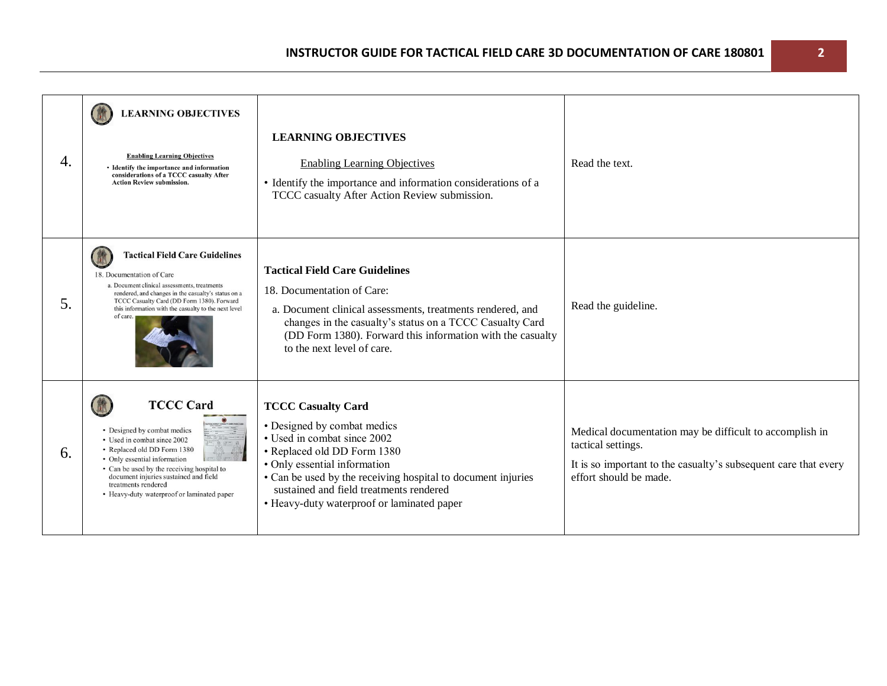| | | | |
|---|---|---|---|
| 4. | **LEARNING OBJECTIVES** Enabling Learning Objectives • Identify the importance and information considerations of a TCCC casualty After Action Review submission. | **LEARNING OBJECTIVES**<br><br>Enabling Learning Objectives<br><br>• Identify the importance and information considerations of a TCCC casualty After Action Review submission. | Read the text. |
| 5. | **Tactical Field Care Guidelines** 18. Documentation of Care a. Document clinical assessments, treatments rendered, and changes in the casualty's status on a TCCC Casualty Card (DD Form 1380). Forward this information with the casualty to the next level of care. | **Tactical Field Care Guidelines**<br><br>18. Documentation of Care:<br><br>a. Document clinical assessments, treatments rendered, and changes in the casualty's status on a TCCC Casualty Card (DD Form 1380). Forward this information with the casualty to the next level of care. | Read the guideline. |
| 6. | **TCCC Card** • Designed by combat medics • Used in combat since 2002 • Replaced old DD Form 1380 • Only essential information • Can be used by the receiving hospital to document injuries sustained and field treatments rendered • Heavy-duty waterproof or laminated paper | **TCCC Casualty Card**<br><br>• Designed by combat medics<br>• Used in combat since 2002<br>• Replaced old DD Form 1380<br>• Only essential information<br>• Can be used by the receiving hospital to document injuries sustained and field treatments rendered<br>• Heavy-duty waterproof or laminated paper | Medical documentation may be difficult to accomplish in tactical settings.<br><br>It is so important to the casualty's subsequent care that every effort should be made. |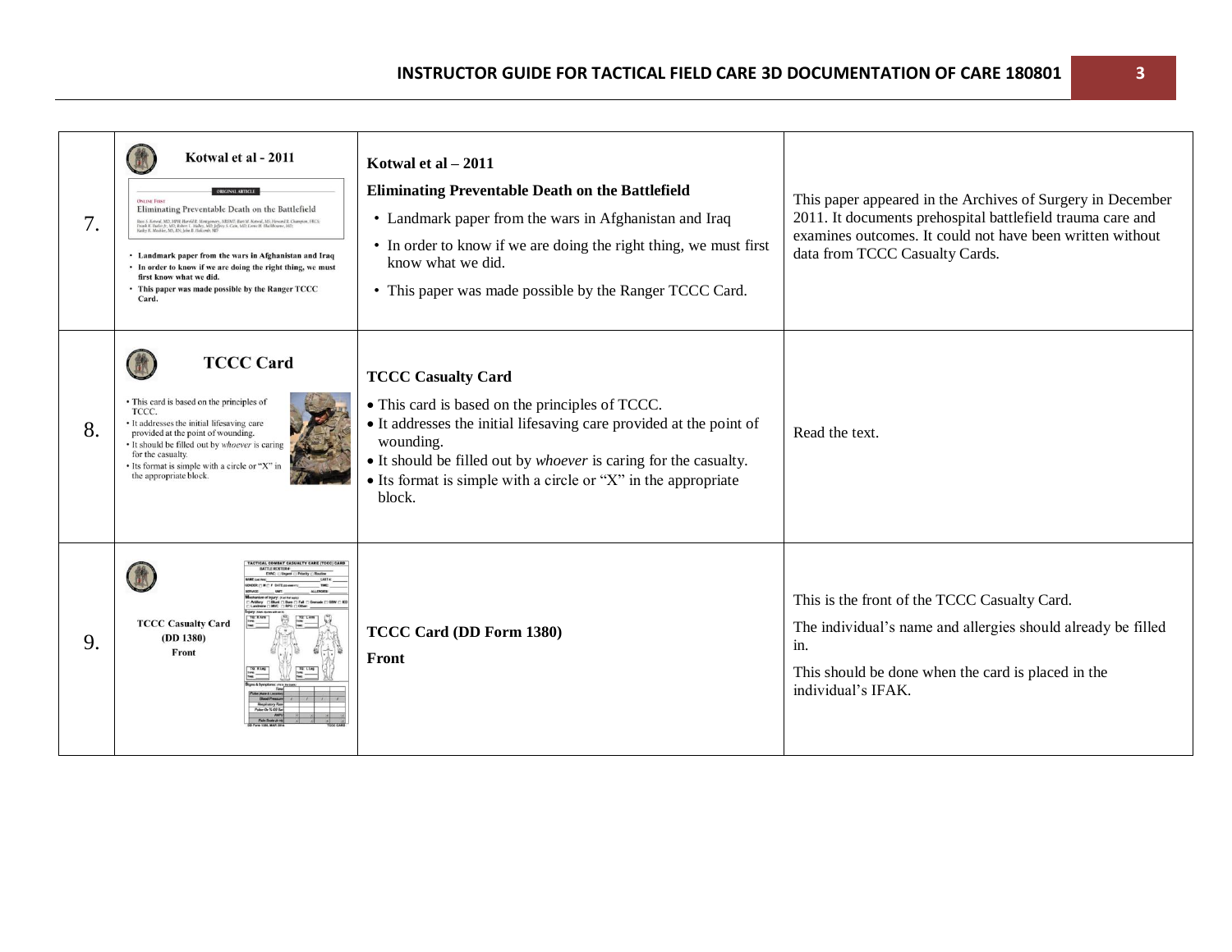| | | | |
|---|---|---|---|
| 7. | **Kotwal et al - 2011**<br>ORIGINAL ARTICLE<br>ONLINE FIRST<br>Eliminating Preventable Death on the Battlefield<br>• Landmark paper from the wars in Afghanistan and Iraq<br>• In order to know if we are doing the right thing, we must first know what we did.<br>• This paper was made possible by the Ranger TCCC Card. | **Kotwal et al – 2011**<br>**Eliminating Preventable Death on the Battlefield**<br>• Landmark paper from the wars in Afghanistan and Iraq<br>• In order to know if we are doing the right thing, we must first know what we did.<br>• This paper was made possible by the Ranger TCCC Card. | This paper appeared in the Archives of Surgery in December 2011. It documents prehospital battlefield trauma care and examines outcomes. It could not have been written without data from TCCC Casualty Cards. |
| 8. | **TCCC Card**<br>• This card is based on the principles of TCCC.<br>• It addresses the initial lifesaving care provided at the point of wounding.<br>• It should be filled out by *whoever* is caring for the casualty.<br>• Its format is simple with a circle or "X" in the appropriate block. | **TCCC Casualty Card**<br>• This card is based on the principles of TCCC.<br>• It addresses the initial lifesaving care provided at the point of wounding.<br>• It should be filled out by *whoever* is caring for the casualty.<br>• Its format is simple with a circle or "X" in the appropriate block. | Read the text. |
| 9. | **TCCC Casualty Card (DD 1380) Front** | **TCCC Card (DD Form 1380)**<br>**Front** | This is the front of the TCCC Casualty Card.<br>The individual's name and allergies should already be filled in.<br>This should be done when the card is placed in the individual's IFAK. |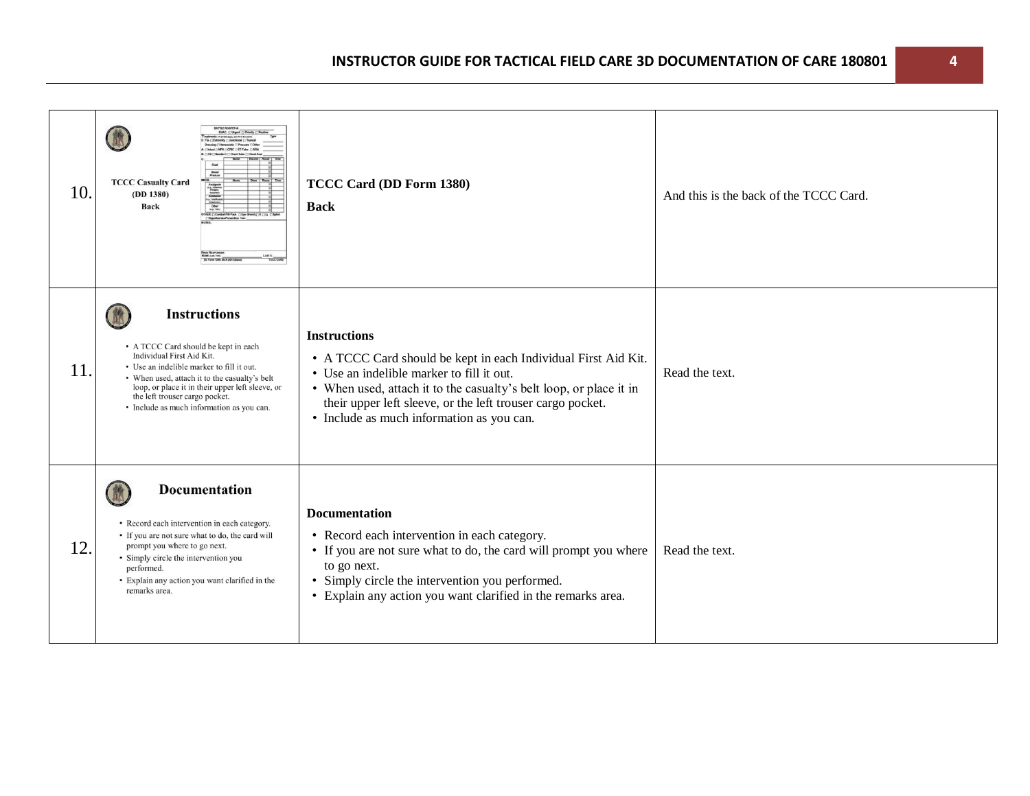| | | | |
|---|---|---|---|
| 10. | TCCC Casualty Card (DD 1380) Back | **TCCC Card (DD Form 1380)**<br><br>**Back** | And this is the back of the TCCC Card. |
| 11. | **Instructions**<br>• A TCCC Card should be kept in each Individual First Aid Kit.<br>• Use an indelible marker to fill it out.<br>• When used, attach it to the casualty's belt loop, or place it in their upper left sleeve, or the left trouser cargo pocket.<br>• Include as much information as you can. | **Instructions**<br>• A TCCC Card should be kept in each Individual First Aid Kit.<br>• Use an indelible marker to fill it out.<br>• When used, attach it to the casualty's belt loop, or place it in their upper left sleeve, or the left trouser cargo pocket.<br>• Include as much information as you can. | Read the text. |
| 12. | **Documentation**<br>• Record each intervention in each category.<br>• If you are not sure what to do, the card will prompt you where to go next.<br>• Simply circle the intervention you performed.<br>• Explain any action you want clarified in the remarks area. | **Documentation**<br>• Record each intervention in each category.<br>• If you are not sure what to do, the card will prompt you where to go next.<br>• Simply circle the intervention you performed.<br>• Explain any action you want clarified in the remarks area. | Read the text. |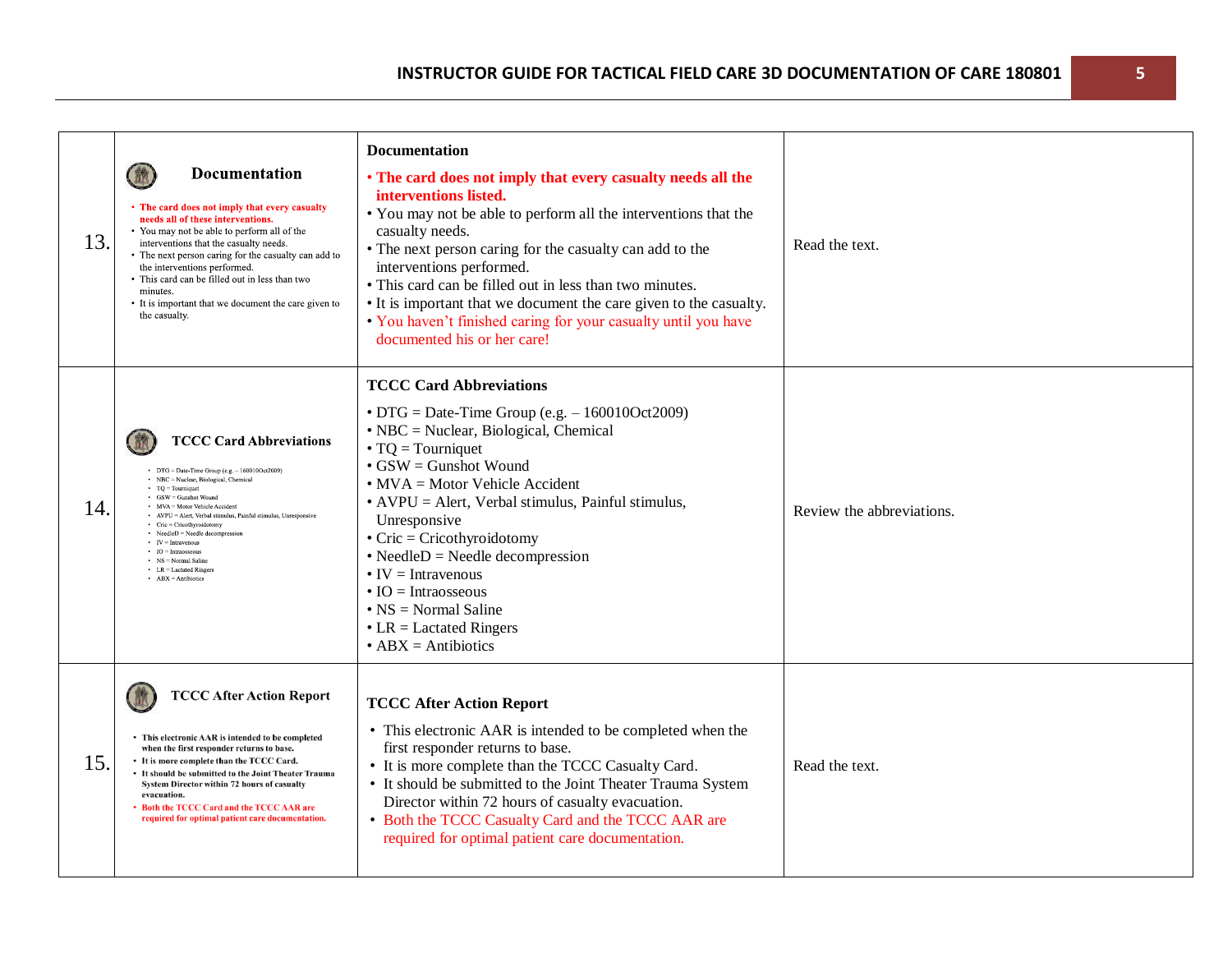| | | | |
|---|---|---|---|
| 13. | **Documentation**<br>• **The card does not imply that every casualty needs all of these interventions.**<br>• You may not be able to perform all of the interventions that the casualty needs.<br>• The next person caring for the casualty can add to the interventions performed.<br>• This card can be filled out in less than two minutes.<br>• It is important that we document the care given to the casualty. | **Documentation**<br>• **The card does not imply that every casualty needs all the interventions listed.**<br>• You may not be able to perform all the interventions that the casualty needs.<br>• The next person caring for the casualty can add to the interventions performed.<br>• This card can be filled out in less than two minutes.<br>• It is important that we document the care given to the casualty.<br>• You haven't finished caring for your casualty until you have documented his or her care! | Read the text. |
| 14. | **TCCC Card Abbreviations**<br>• DTG = Date-Time Group (e.g. – 160010Oct2009)<br>• NBC = Nuclear, Biological, Chemical<br>• TQ = Tourniquet<br>• GSW = Gunshot Wound<br>• MVA = Motor Vehicle Accident<br>• AVPU = Alert, Verbal stimulus, Painful stimulus, Unresponsive<br>• Cric = Cricothyroidotomy<br>• NeedleD = Needle decompression<br>• IV = Intravenous<br>• IO = Intraosseous<br>• NS = Normal Saline<br>• LR = Lactated Ringers<br>• ABX = Antibiotics | **TCCC Card Abbreviations**<br>• DTG = Date-Time Group (e.g. – 160010Oct2009)<br>• NBC = Nuclear, Biological, Chemical<br>• TQ = Tourniquet<br>• GSW = Gunshot Wound<br>• MVA = Motor Vehicle Accident<br>• AVPU = Alert, Verbal stimulus, Painful stimulus, Unresponsive<br>• Cric = Cricothyroidotomy<br>• NeedleD = Needle decompression<br>• IV = Intravenous<br>• IO = Intraosseous<br>• NS = Normal Saline<br>• LR = Lactated Ringers<br>• ABX = Antibiotics | Review the abbreviations. |
| 15. | **TCCC After Action Report**<br>• **This electronic AAR is intended to be completed when the first responder returns to base.**<br>• **It is more complete than the TCCC Card.**<br>• **It should be submitted to the Joint Theater Trauma System Director within 72 hours of casualty evacuation.**<br>• **Both the TCCC Card and the TCCC AAR are required for optimal patient care documentation.** | **TCCC After Action Report**<br>• This electronic AAR is intended to be completed when the first responder returns to base.<br>• It is more complete than the TCCC Casualty Card.<br>• It should be submitted to the Joint Theater Trauma System Director within 72 hours of casualty evacuation.<br>• Both the TCCC Casualty Card and the TCCC AAR are required for optimal patient care documentation. | Read the text. |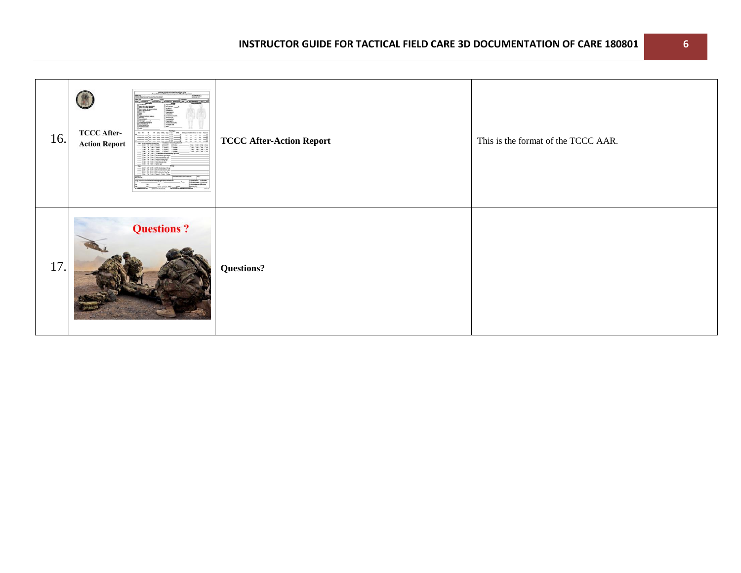| | | | |
|---|---|---|---|
| 16. | **TCCC After-Action Report** | **TCCC After-Action Report** | This is the format of the TCCC AAR. |
| 17. | Questions ? | **Questions?** | |